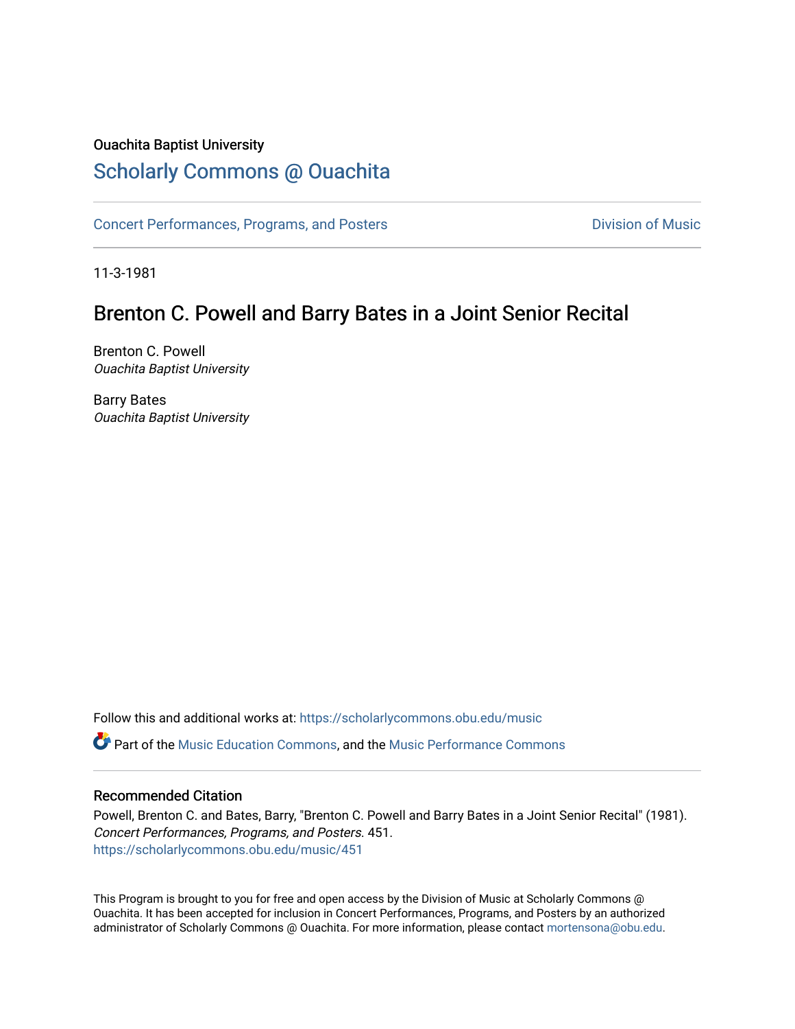Ouachita Baptist University

## Scholarly Commons @ Ouachita

Concert Performances, Programs, and Posters | Division of Music

11-3-1981

# Brenton C. Powell and Barry Bates in a Joint Senior Recital

Brenton C. Powell
*Ouachita Baptist University*

Barry Bates
*Ouachita Baptist University*

Follow this and additional works at: https://scholarlycommons.obu.edu/music

Part of the Music Education Commons, and the Music Performance Commons

### Recommended Citation

Powell, Brenton C. and Bates, Barry, "Brenton C. Powell and Barry Bates in a Joint Senior Recital" (1981). *Concert Performances, Programs, and Posters*. 451.
https://scholarlycommons.obu.edu/music/451

This Program is brought to you for free and open access by the Division of Music at Scholarly Commons @ Ouachita. It has been accepted for inclusion in Concert Performances, Programs, and Posters by an authorized administrator of Scholarly Commons @ Ouachita. For more information, please contact mortensona@obu.edu.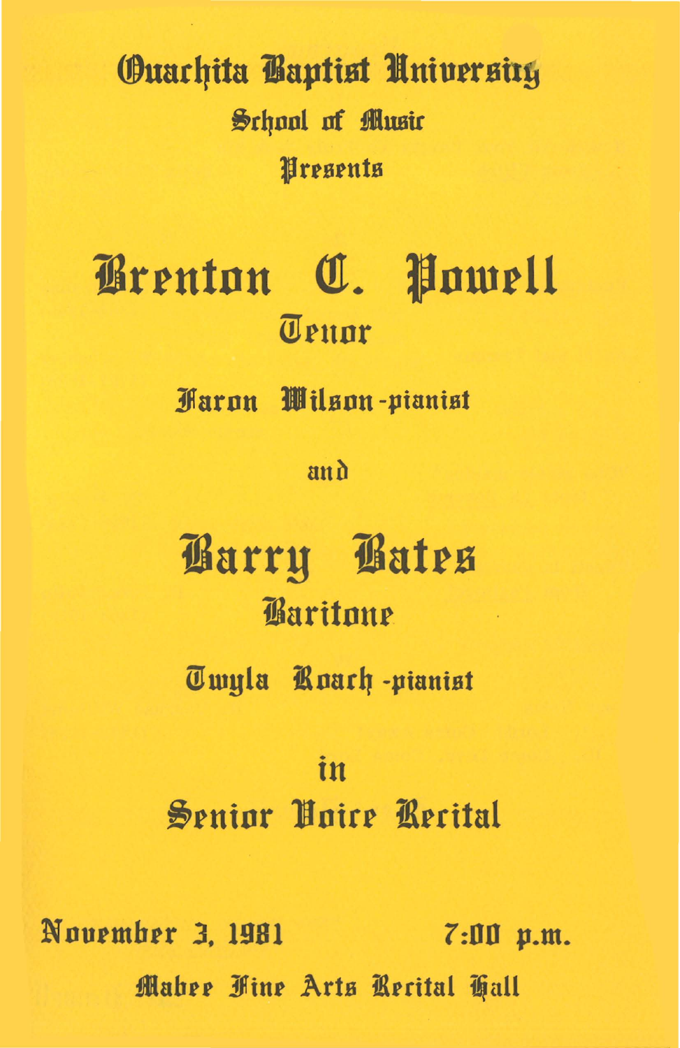Ouachita Baptist University

School of Music

Presents

# Brenton C. Powell

## Tenor

Faron Wilson-pianist

and

# Barry Bates

## Baritone

Twyla Roach-pianist

in

## Senior Voice Recital

November 3, 1981 7:00 p.m.

Mabee Fine Arts Recital Hall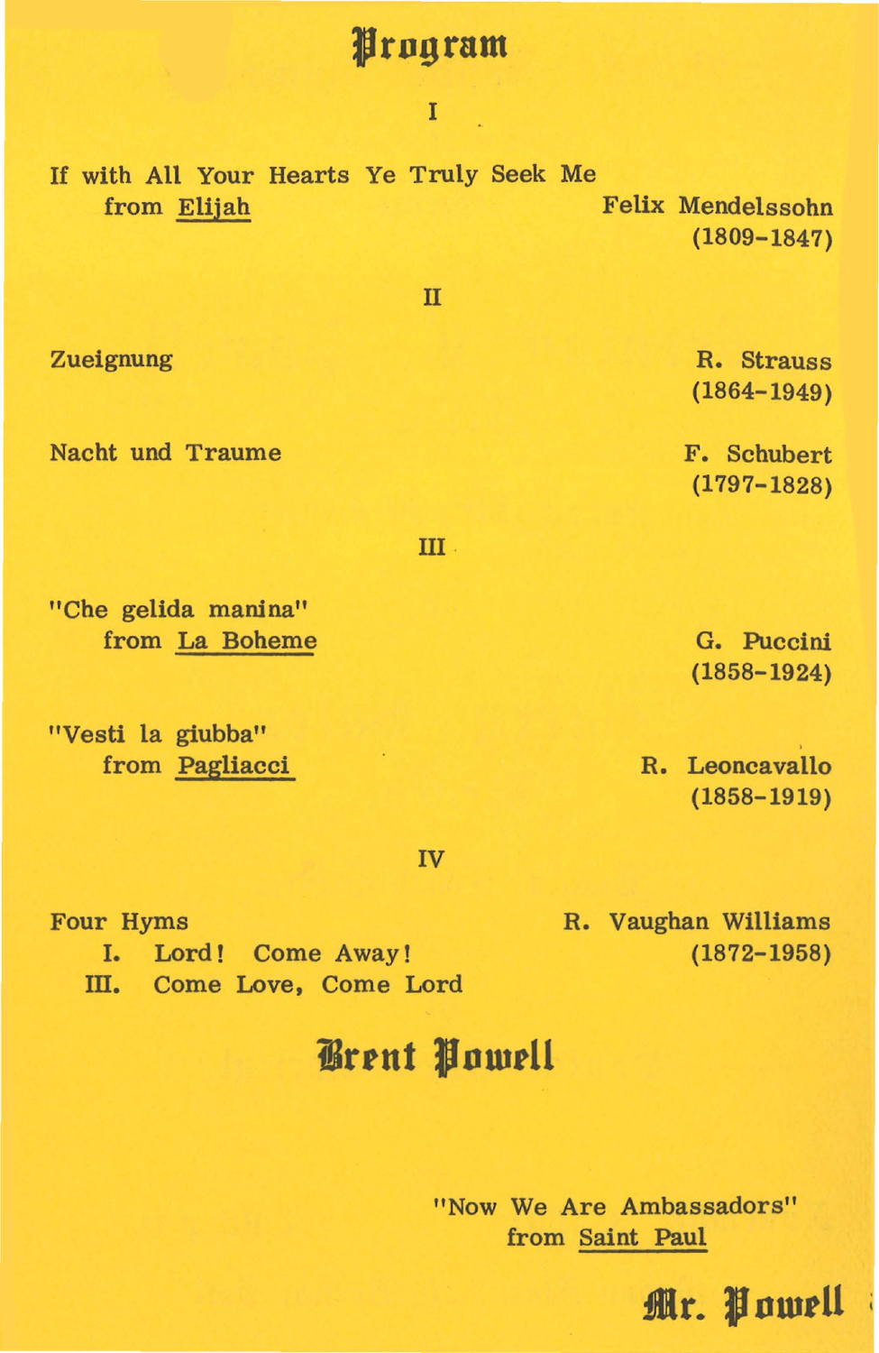# Program

I

If with All Your Hearts Ye Truly Seek Me
from Elijah — Felix Mendelssohn (1809-1847)

II

Zueignung — R. Strauss (1864-1949)

Nacht und Traume — F. Schubert (1797-1828)

III

"Che gelida manina"
from La Boheme — G. Puccini (1858-1924)

"Vesti la giubba"
from Pagliacci — R. Leoncavallo (1858-1919)

IV

Four Hyms — R. Vaughan Williams (1872-1958)
- I. Lord! Come Away!
- III. Come Love, Come Lord

## Brent Powell

"Now We Are Ambassadors"
from Saint Paul

**Mr. Powell**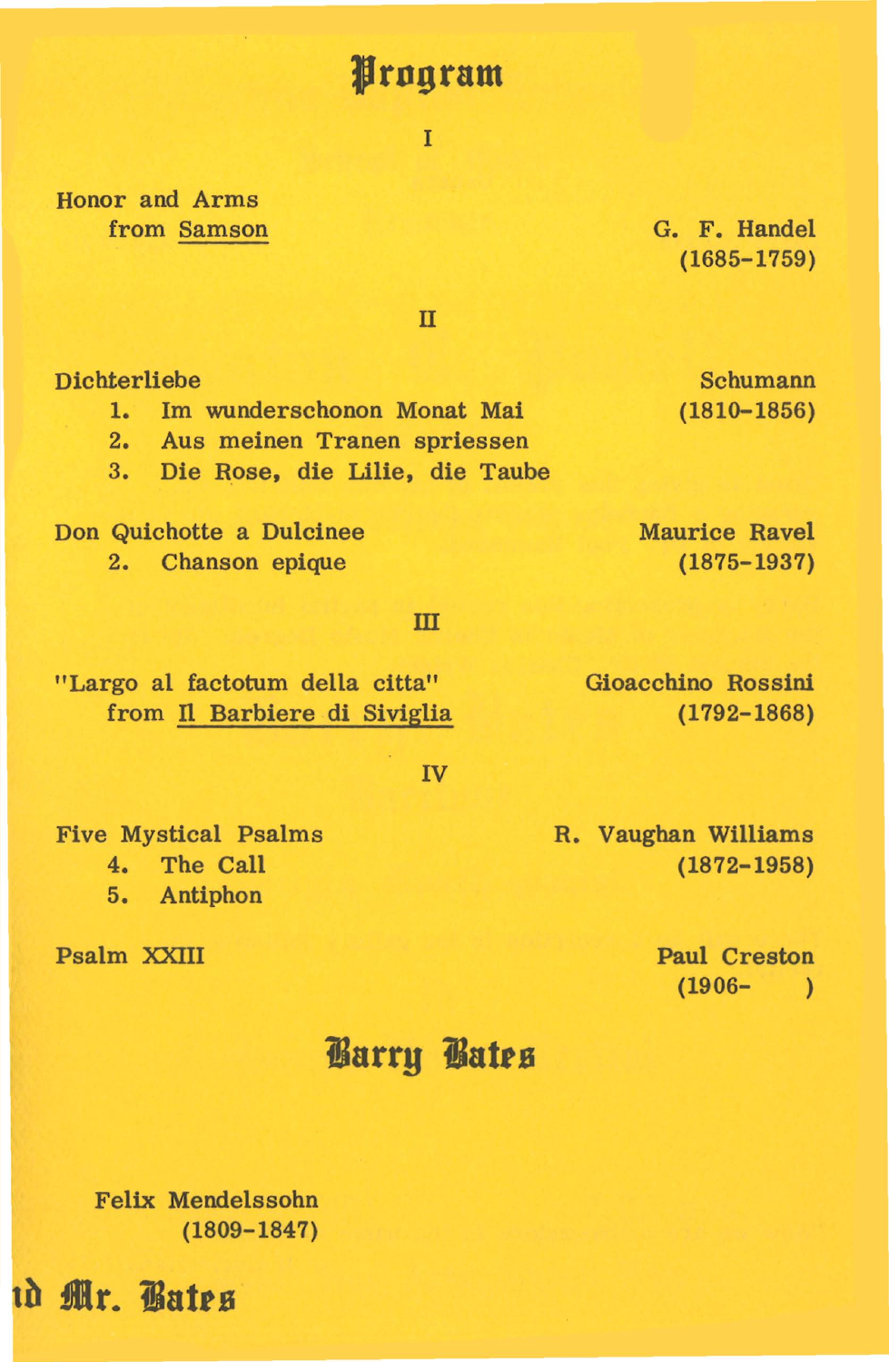# Program

I

Honor and Arms
from Samson — G. F. Handel (1685-1759)

II

Dichterliebe — Schumann (1810-1856)

1. Im wunderschonon Monat Mai
2. Aus meinen Tranen spriessen
3. Die Rose, die Lilie, die Taube

Don Quichotte a Dulcinee — Maurice Ravel (1875-1937)

2. Chanson epique

III

"Largo al factotum della citta"
from Il Barbiere di Siviglia — Gioacchino Rossini (1792-1868)

IV

Five Mystical Psalms — R. Vaughan Williams (1872-1958)

4. The Call
5. Antiphon

Psalm XXIII — Paul Creston (1906- )

## Barry Bates

Felix Mendelssohn
(1809-1847)

## nd Mr. Bates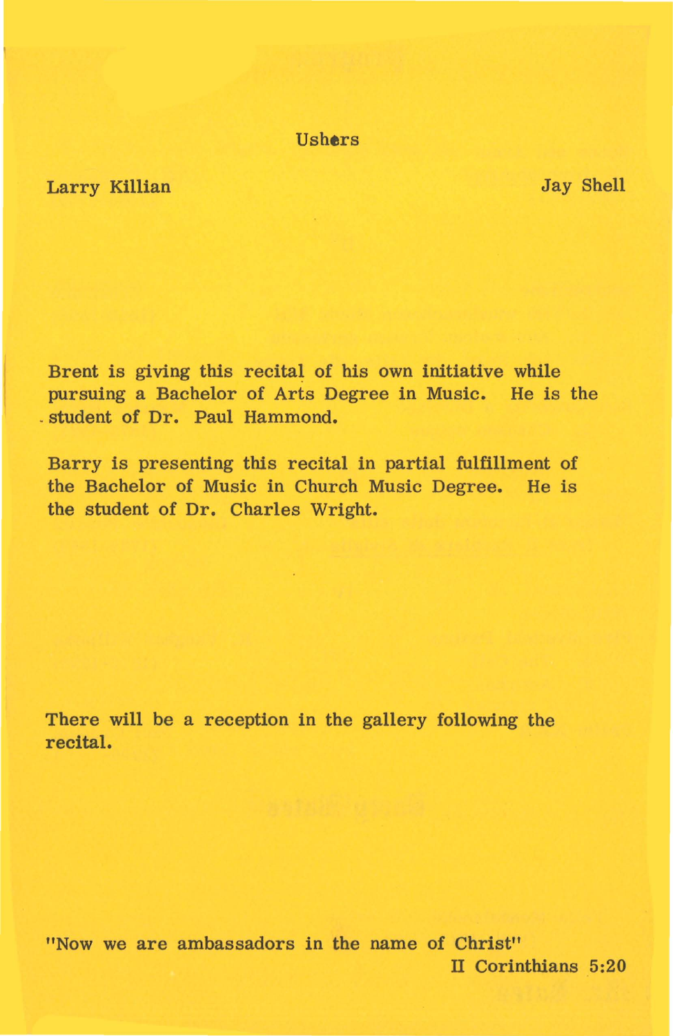## Ushers

Larry Killian

Jay Shell

Brent is giving this recital of his own initiative while pursuing a Bachelor of Arts Degree in Music. He is the student of Dr. Paul Hammond.

Barry is presenting this recital in partial fulfillment of the Bachelor of Music in Church Music Degree. He is the student of Dr. Charles Wright.

There will be a reception in the gallery following the recital.

"Now we are ambassadors in the name of Christ"
II Corinthians 5:20